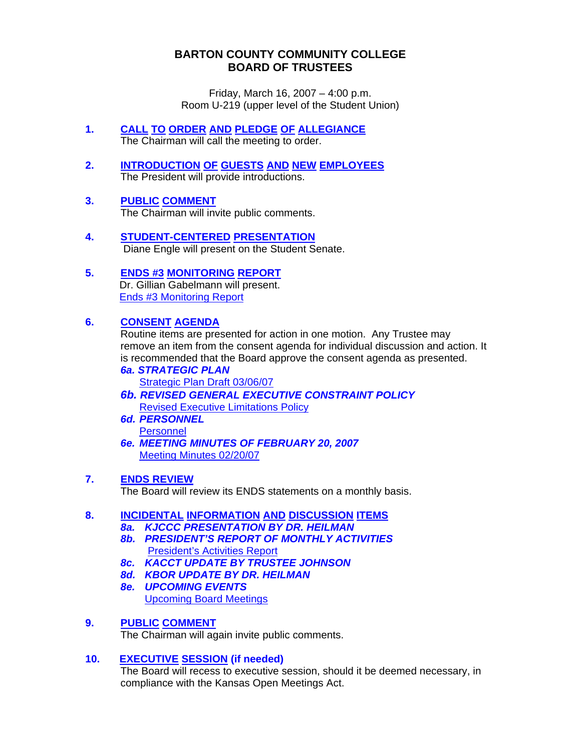# BARTON COUNTY COMMUNITY COLLEGE
# BOARD OF TRUSTEES

Friday, March 16, 2007 – 4:00 p.m.
Room U-219 (upper level of the Student Union)

1. **CALL TO ORDER AND PLEDGE OF ALLEGIANCE**
   The Chairman will call the meeting to order.

2. **INTRODUCTION OF GUESTS AND NEW EMPLOYEES**
   The President will provide introductions.

3. **PUBLIC COMMENT**
   The Chairman will invite public comments.

4. **STUDENT-CENTERED PRESENTATION**
   Diane Engle will present on the Student Senate.

5. **ENDS #3 MONITORING REPORT**
   Dr. Gillian Gabelmann will present.
   Ends #3 Monitoring Report

6. **CONSENT AGENDA**
   Routine items are presented for action in one motion. Any Trustee may remove an item from the consent agenda for individual discussion and action. It is recommended that the Board approve the consent agenda as presented.
   ***6a. STRATEGIC PLAN***
   Strategic Plan Draft 03/06/07
   ***6b. REVISED GENERAL EXECUTIVE CONSTRAINT POLICY***
   Revised Executive Limitations Policy
   ***6d. PERSONNEL***
   Personnel
   ***6e. MEETING MINUTES OF FEBRUARY 20, 2007***
   Meeting Minutes 02/20/07

7. **ENDS REVIEW**
   The Board will review its ENDS statements on a monthly basis.

8. **INCIDENTAL INFORMATION AND DISCUSSION ITEMS**
   ***8a. KJCCC PRESENTATION BY DR. HEILMAN***
   ***8b. PRESIDENT'S REPORT OF MONTHLY ACTIVITIES***
   President's Activities Report
   ***8c. KACCT UPDATE BY TRUSTEE JOHNSON***
   ***8d. KBOR UPDATE BY DR. HEILMAN***
   ***8e. UPCOMING EVENTS***
   Upcoming Board Meetings

9. **PUBLIC COMMENT**
   The Chairman will again invite public comments.

10. **EXECUTIVE SESSION (if needed)**
    The Board will recess to executive session, should it be deemed necessary, in compliance with the Kansas Open Meetings Act.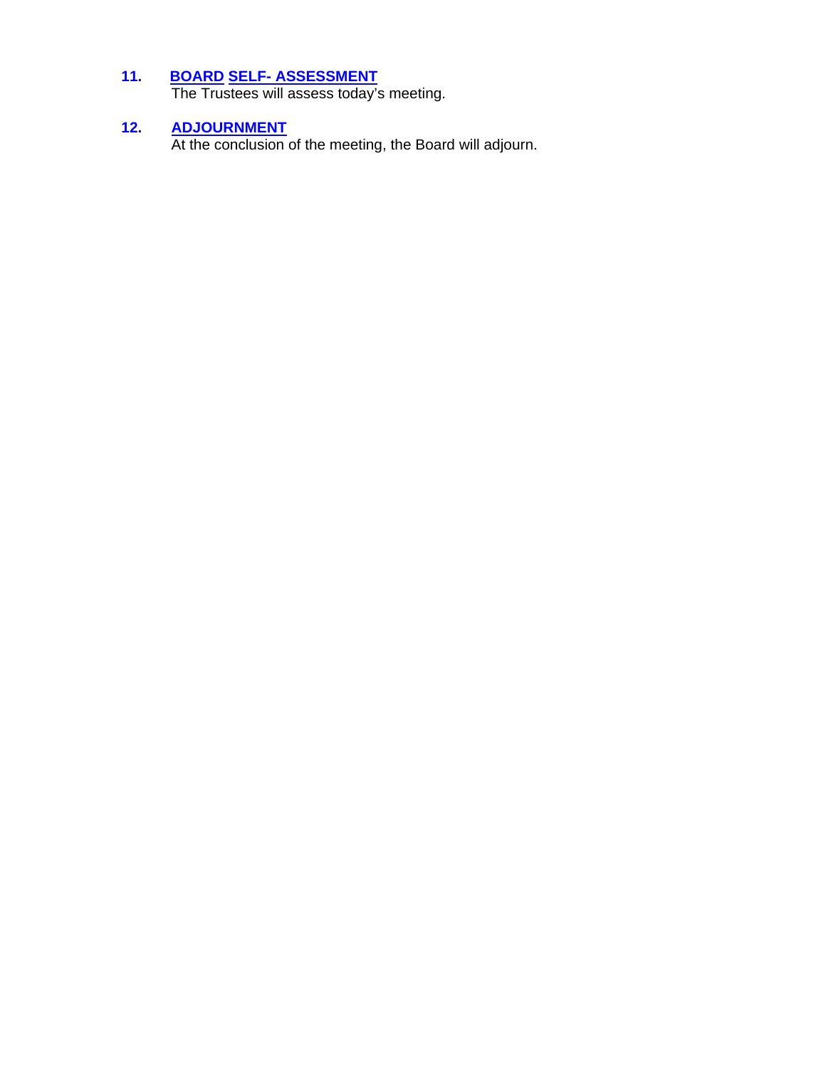**11. BOARD SELF- ASSESSMENT**

The Trustees will assess today's meeting.

**12. ADJOURNMENT**

At the conclusion of the meeting, the Board will adjourn.